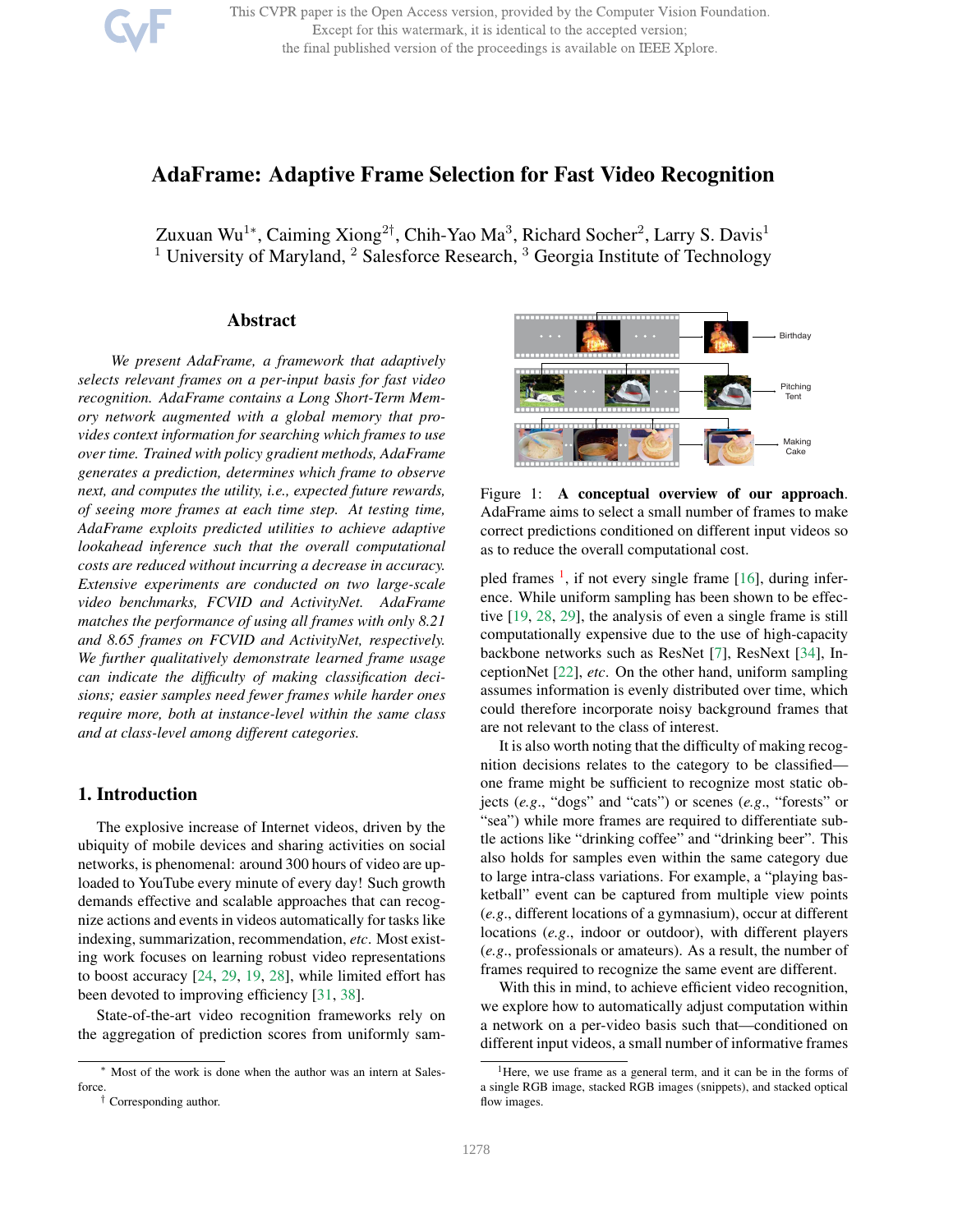# AdaFrame: Adaptive Frame Selection for Fast Video Recognition

Zuxuan Wu[1*], Caiming Xiong[2†], Chih-Yao Ma[3], Richard Socher[2], Larry S. Davis[1]
[1] University of Maryland, [2] Salesforce Research, [3] Georgia Institute of Technology

## Abstract

*We present AdaFrame, a framework that adaptively selects relevant frames on a per-input basis for fast video recognition. AdaFrame contains a Long Short-Term Memory network augmented with a global memory that provides context information for searching which frames to use over time. Trained with policy gradient methods, AdaFrame generates a prediction, determines which frame to observe next, and computes the utility, i.e., expected future rewards, of seeing more frames at each time step. At testing time, AdaFrame exploits predicted utilities to achieve adaptive lookahead inference such that the overall computational costs are reduced without incurring a decrease in accuracy. Extensive experiments are conducted on two large-scale video benchmarks, FCVID and ActivityNet. AdaFrame matches the performance of using all frames with only 8.21 and 8.65 frames on FCVID and ActivityNet, respectively. We further qualitatively demonstrate learned frame usage can indicate the difficulty of making classification decisions; easier samples need fewer frames while harder ones require more, both at instance-level within the same class and at class-level among different categories.*

## 1. Introduction

The explosive increase of Internet videos, driven by the ubiquity of mobile devices and sharing activities on social networks, is phenomenal: around 300 hours of video are uploaded to YouTube every minute of every day! Such growth demands effective and scalable approaches that can recognize actions and events in videos automatically for tasks like indexing, summarization, recommendation, *etc*. Most existing work focuses on learning robust video representations to boost accuracy [24, 29, 19, 28], while limited effort has been devoted to improving efficiency [31, 38].

State-of-the-art video recognition frameworks rely on the aggregation of prediction scores from uniformly sampled frames [1], if not every single frame [16], during inference. While uniform sampling has been shown to be effective [19, 28, 29], the analysis of even a single frame is still computationally expensive due to the use of high-capacity backbone networks such as ResNet [7], ResNext [34], InceptionNet [22], *etc*. On the other hand, uniform sampling assumes information is evenly distributed over time, which could therefore incorporate noisy background frames that are not relevant to the class of interest.

Figure 1: **A conceptual overview of our approach**. AdaFrame aims to select a small number of frames to make correct predictions conditioned on different input videos so as to reduce the overall computational cost.

It is also worth noting that the difficulty of making recognition decisions relates to the category to be classified—one frame might be sufficient to recognize most static objects (*e.g*., "dogs" and "cats") or scenes (*e.g*., "forests" or "sea") while more frames are required to differentiate subtle actions like "drinking coffee" and "drinking beer". This also holds for samples even within the same category due to large intra-class variations. For example, a "playing basketball" event can be captured from multiple view points (*e.g*., different locations of a gymnasium), occur at different locations (*e.g*., indoor or outdoor), with different players (*e.g*., professionals or amateurs). As a result, the number of frames required to recognize the same event are different.

With this in mind, to achieve efficient video recognition, we explore how to automatically adjust computation within a network on a per-video basis such that—conditioned on different input videos, a small number of informative frames

[*] Most of the work is done when the author was an intern at Salesforce.
[†] Corresponding author.

[1] Here, we use frame as a general term, and it can be in the forms of a single RGB image, stacked RGB images (snippets), and stacked optical flow images.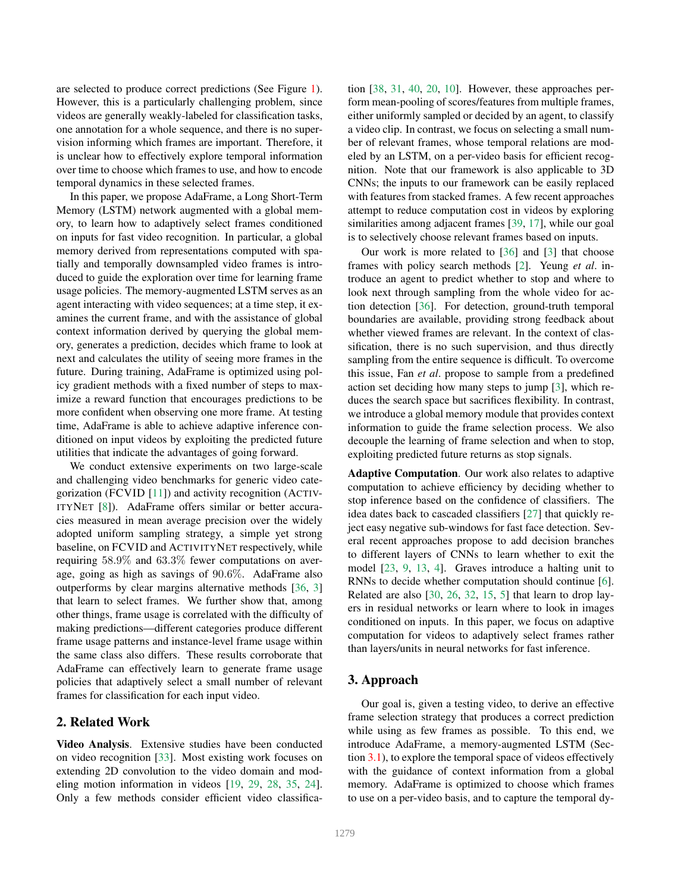are selected to produce correct predictions (See Figure 1). However, this is a particularly challenging problem, since videos are generally weakly-labeled for classification tasks, one annotation for a whole sequence, and there is no supervision informing which frames are important. Therefore, it is unclear how to effectively explore temporal information over time to choose which frames to use, and how to encode temporal dynamics in these selected frames.

In this paper, we propose AdaFrame, a Long Short-Term Memory (LSTM) network augmented with a global memory, to learn how to adaptively select frames conditioned on inputs for fast video recognition. In particular, a global memory derived from representations computed with spatially and temporally downsampled video frames is introduced to guide the exploration over time for learning frame usage policies. The memory-augmented LSTM serves as an agent interacting with video sequences; at a time step, it examines the current frame, and with the assistance of global context information derived by querying the global memory, generates a prediction, decides which frame to look at next and calculates the utility of seeing more frames in the future. During training, AdaFrame is optimized using policy gradient methods with a fixed number of steps to maximize a reward function that encourages predictions to be more confident when observing one more frame. At testing time, AdaFrame is able to achieve adaptive inference conditioned on input videos by exploiting the predicted future utilities that indicate the advantages of going forward.

We conduct extensive experiments on two large-scale and challenging video benchmarks for generic video categorization (FCVID [11]) and activity recognition (ACTIVITYNET [8]). AdaFrame offers similar or better accuracies measured in mean average precision over the widely adopted uniform sampling strategy, a simple yet strong baseline, on FCVID and ACTIVITYNET respectively, while requiring 58.9% and 63.3% fewer computations on average, going as high as savings of 90.6%. AdaFrame also outperforms by clear margins alternative methods [36, 3] that learn to select frames. We further show that, among other things, frame usage is correlated with the difficulty of making predictions—different categories produce different frame usage patterns and instance-level frame usage within the same class also differs. These results corroborate that AdaFrame can effectively learn to generate frame usage policies that adaptively select a small number of relevant frames for classification for each input video.

## 2. Related Work

**Video Analysis**. Extensive studies have been conducted on video recognition [33]. Most existing work focuses on extending 2D convolution to the video domain and modeling motion information in videos [19, 29, 28, 35, 24]. Only a few methods consider efficient video classification [38, 31, 40, 20, 10]. However, these approaches perform mean-pooling of scores/features from multiple frames, either uniformly sampled or decided by an agent, to classify a video clip. In contrast, we focus on selecting a small number of relevant frames, whose temporal relations are modeled by an LSTM, on a per-video basis for efficient recognition. Note that our framework is also applicable to 3D CNNs; the inputs to our framework can be easily replaced with features from stacked frames. A few recent approaches attempt to reduce computation cost in videos by exploring similarities among adjacent frames [39, 17], while our goal is to selectively choose relevant frames based on inputs.

Our work is more related to [36] and [3] that choose frames with policy search methods [2]. Yeung *et al*. introduce an agent to predict whether to stop and where to look next through sampling from the whole video for action detection [36]. For detection, ground-truth temporal boundaries are available, providing strong feedback about whether viewed frames are relevant. In the context of classification, there is no such supervision, and thus directly sampling from the entire sequence is difficult. To overcome this issue, Fan *et al*. propose to sample from a predefined action set deciding how many steps to jump [3], which reduces the search space but sacrifices flexibility. In contrast, we introduce a global memory module that provides context information to guide the frame selection process. We also decouple the learning of frame selection and when to stop, exploiting predicted future returns as stop signals.

**Adaptive Computation**. Our work also relates to adaptive computation to achieve efficiency by deciding whether to stop inference based on the confidence of classifiers. The idea dates back to cascaded classifiers [27] that quickly reject easy negative sub-windows for fast face detection. Several recent approaches propose to add decision branches to different layers of CNNs to learn whether to exit the model [23, 9, 13, 4]. Graves introduce a halting unit to RNNs to decide whether computation should continue [6]. Related are also [30, 26, 32, 15, 5] that learn to drop layers in residual networks or learn where to look in images conditioned on inputs. In this paper, we focus on adaptive computation for videos to adaptively select frames rather than layers/units in neural networks for fast inference.

## 3. Approach

Our goal is, given a testing video, to derive an effective frame selection strategy that produces a correct prediction while using as few frames as possible. To this end, we introduce AdaFrame, a memory-augmented LSTM (Section 3.1), to explore the temporal space of videos effectively with the guidance of context information from a global memory. AdaFrame is optimized to choose which frames to use on a per-video basis, and to capture the temporal dy-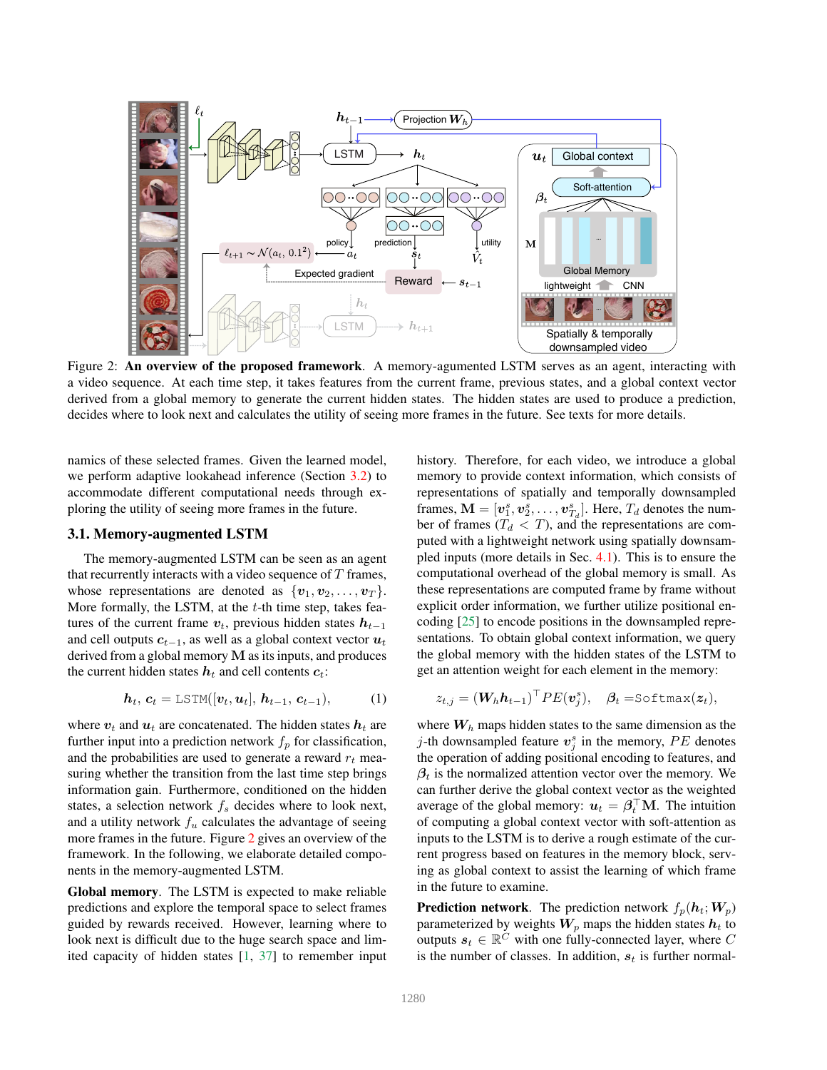Figure 2: **An overview of the proposed framework**. A memory-agumented LSTM serves as an agent, interacting with a video sequence. At each time step, it takes features from the current frame, previous states, and a global context vector derived from a global memory to generate the current hidden states. The hidden states are used to produce a prediction, decides where to look next and calculates the utility of seeing more frames in the future. See texts for more details.

namics of these selected frames. Given the learned model, we perform adaptive lookahead inference (Section 3.2) to accommodate different computational needs through exploring the utility of seeing more frames in the future.

### 3.1. Memory-augmented LSTM

The memory-augmented LSTM can be seen as an agent that recurrently interacts with a video sequence of $T$ frames, whose representations are denoted as $\{\boldsymbol{v}_1, \boldsymbol{v}_2, \ldots, \boldsymbol{v}_T\}$. More formally, the LSTM, at the $t$-th time step, takes features of the current frame $\boldsymbol{v}_t$, previous hidden states $\boldsymbol{h}_{t-1}$ and cell outputs $\boldsymbol{c}_{t-1}$, as well as a global context vector $\boldsymbol{u}_t$ derived from a global memory $\mathbf{M}$ as its inputs, and produces the current hidden states $\boldsymbol{h}_t$ and cell contents $\boldsymbol{c}_t$:

$$\boldsymbol{h}_t,\, \boldsymbol{c}_t = \texttt{LSTM}([\boldsymbol{v}_t, \boldsymbol{u}_t],\, \boldsymbol{h}_{t-1},\, \boldsymbol{c}_{t-1}), \tag{1}$$

where $\boldsymbol{v}_t$ and $\boldsymbol{u}_t$ are concatenated. The hidden states $\boldsymbol{h}_t$ are further input into a prediction network $f_p$ for classification, and the probabilities are used to generate a reward $r_t$ measuring whether the transition from the last time step brings information gain. Furthermore, conditioned on the hidden states, a selection network $f_s$ decides where to look next, and a utility network $f_u$ calculates the advantage of seeing more frames in the future. Figure 2 gives an overview of the framework. In the following, we elaborate detailed components in the memory-augmented LSTM.

**Global memory**. The LSTM is expected to make reliable predictions and explore the temporal space to select frames guided by rewards received. However, learning where to look next is difficult due to the huge search space and limited capacity of hidden states [1, 37] to remember input history. Therefore, for each video, we introduce a global memory to provide context information, which consists of representations of spatially and temporally downsampled frames, $\mathbf{M} = [\boldsymbol{v}^s_1, \boldsymbol{v}^s_2, \ldots, \boldsymbol{v}^s_{T_d}]$. Here, $T_d$ denotes the number of frames ($T_d < T$), and the representations are computed with a lightweight network using spatially downsampled inputs (more details in Sec. 4.1). This is to ensure the computational overhead of the global memory is small. As these representations are computed frame by frame without explicit order information, we further utilize positional encoding [25] to encode positions in the downsampled representations. To obtain global context information, we query the global memory with the hidden states of the LSTM to get an attention weight for each element in the memory:

$$z_{t,j} = (\boldsymbol{W}_h \boldsymbol{h}_{t-1})^\top PE(\boldsymbol{v}^s_j), \quad \boldsymbol{\beta}_t = \texttt{Softmax}(\boldsymbol{z}_t),$$

where $\boldsymbol{W}_h$ maps hidden states to the same dimension as the $j$-th downsampled feature $\boldsymbol{v}^s_j$ in the memory, $PE$ denotes the operation of adding positional encoding to features, and $\boldsymbol{\beta}_t$ is the normalized attention vector over the memory. We can further derive the global context vector as the weighted average of the global memory: $\boldsymbol{u}_t = \boldsymbol{\beta}_t^\top \mathbf{M}$. The intuition of computing a global context vector with soft-attention as inputs to the LSTM is to derive a rough estimate of the current progress based on features in the memory block, serving as global context to assist the learning of which frame in the future to examine.

**Prediction network**. The prediction network $f_p(\boldsymbol{h}_t; \boldsymbol{W}_p)$ parameterized by weights $\boldsymbol{W}_p$ maps the hidden states $\boldsymbol{h}_t$ to outputs $\boldsymbol{s}_t \in \mathbb{R}^C$ with one fully-connected layer, where $C$ is the number of classes. In addition, $\boldsymbol{s}_t$ is further normal-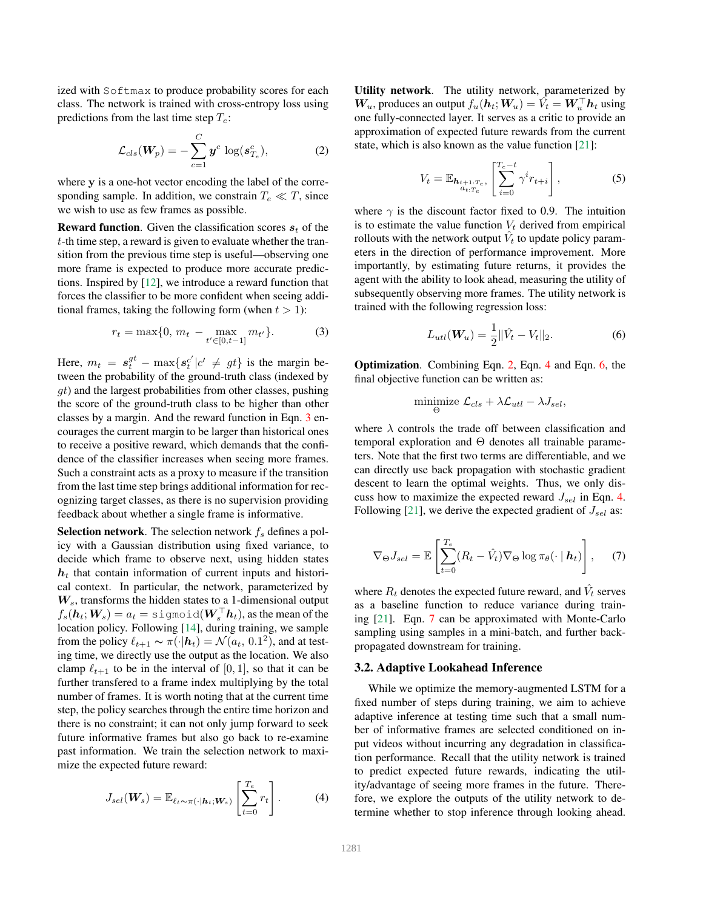ized with `Softmax` to produce probability scores for each class. The network is trained with cross-entropy loss using predictions from the last time step $T_e$:

$$\mathcal{L}_{cls}(\boldsymbol{W}_p) = -\sum_{c=1}^{C} \boldsymbol{y}^c \log(\boldsymbol{s}_{T_e}^c), \tag{2}$$

where $\mathbf{y}$ is a one-hot vector encoding the label of the corresponding sample. In addition, we constrain $T_e \ll T$, since we wish to use as few frames as possible.

**Reward function**. Given the classification scores $\boldsymbol{s}_t$ of the $t$-th time step, a reward is given to evaluate whether the transition from the previous time step is useful—observing one more frame is expected to produce more accurate predictions. Inspired by [12], we introduce a reward function that forces the classifier to be more confident when seeing additional frames, taking the following form (when $t > 1$):

$$r_t = \max\{0,\, m_t - \max_{t' \in [0, t-1]} m_{t'}\}. \tag{3}$$

Here, $m_t = \boldsymbol{s}_t^{gt} - \max\{\boldsymbol{s}_t^{c'} | c' \neq gt\}$ is the margin between the probability of the ground-truth class (indexed by $gt$) and the largest probabilities from other classes, pushing the score of the ground-truth class to be higher than other classes by a margin. And the reward function in Eqn. 3 encourages the current margin to be larger than historical ones to receive a positive reward, which demands that the confidence of the classifier increases when seeing more frames. Such a constraint acts as a proxy to measure if the transition from the last time step brings additional information for recognizing target classes, as there is no supervision providing feedback about whether a single frame is informative.

**Selection network**. The selection network $f_s$ defines a policy with a Gaussian distribution using fixed variance, to decide which frame to observe next, using hidden states $\boldsymbol{h}_t$ that contain information of current inputs and historical context. In particular, the network, parameterized by $\boldsymbol{W}_s$, transforms the hidden states to a 1-dimensional output $f_s(\boldsymbol{h}_t; \boldsymbol{W}_s) = a_t = \texttt{sigmoid}(\boldsymbol{W}_s^\top \boldsymbol{h}_t)$, as the mean of the location policy. Following [14], during training, we sample from the policy $\ell_{t+1} \sim \pi(\cdot|\boldsymbol{h}_t) = \mathcal{N}(a_t, 0.1^2)$, and at testing time, we directly use the output as the location. We also clamp $\ell_{t+1}$ to be in the interval of $[0, 1]$, so that it can be further transfered to a frame index multiplying by the total number of frames. It is worth noting that at the current time step, the policy searches through the entire time horizon and there is no constraint; it can not only jump forward to seek future informative frames but also go back to re-examine past information. We train the selection network to maximize the expected future reward:

$$J_{sel}(\boldsymbol{W}_s) = \mathbb{E}_{\ell_t \sim \pi(\cdot|\boldsymbol{h}_t; \boldsymbol{W}_s)}\left[\sum_{t=0}^{T_e} r_t\right]. \tag{4}$$

**Utility network**. The utility network, parameterized by $\boldsymbol{W}_u$, produces an output $f_u(\boldsymbol{h}_t; \boldsymbol{W}_u) = \hat{V}_t = \boldsymbol{W}_u^\top \boldsymbol{h}_t$ using one fully-connected layer. It serves as a critic to provide an approximation of expected future rewards from the current state, which is also known as the value function [21]:

$$V_t = \mathbb{E}_{\substack{\boldsymbol{h}_{t+1:T_e},\\ a_{t:T_e}}}\left[\sum_{i=0}^{T_e - t} \gamma^i r_{t+i}\right], \tag{5}$$

where $\gamma$ is the discount factor fixed to 0.9. The intuition is to estimate the value function $V_t$ derived from empirical rollouts with the network output $\hat{V}_t$ to update policy parameters in the direction of performance improvement. More importantly, by estimating future returns, it provides the agent with the ability to look ahead, measuring the utility of subsequently observing more frames. The utility network is trained with the following regression loss:

$$L_{utl}(\boldsymbol{W}_u) = \frac{1}{2}\|\hat{V}_t - V_t\|_2. \tag{6}$$

**Optimization**. Combining Eqn. 2, Eqn. 4 and Eqn. 6, the final objective function can be written as:

$$\underset{\Theta}{\text{minimize}}\ \mathcal{L}_{cls} + \lambda\mathcal{L}_{utl} - \lambda J_{sel},$$

where $\lambda$ controls the trade off between classification and temporal exploration and $\Theta$ denotes all trainable parameters. Note that the first two terms are differentiable, and we can directly use back propagation with stochastic gradient descent to learn the optimal weights. Thus, we only discuss how to maximize the expected reward $J_{sel}$ in Eqn. 4. Following [21], we derive the expected gradient of $J_{sel}$ as:

$$\nabla_\Theta J_{sel} = \mathbb{E}\left[\sum_{t=0}^{T_e}(R_t - \hat{V}_t)\nabla_\Theta \log \pi_\theta(\cdot \mid \boldsymbol{h}_t)\right], \tag{7}$$

where $R_t$ denotes the expected future reward, and $\hat{V}_t$ serves as a baseline function to reduce variance during training [21]. Eqn. 7 can be approximated with Monte-Carlo sampling using samples in a mini-batch, and further backpropagated downstream for training.

### 3.2. Adaptive Lookahead Inference

While we optimize the memory-augmented LSTM for a fixed number of steps during training, we aim to achieve adaptive inference at testing time such that a small number of informative frames are selected conditioned on input videos without incurring any degradation in classification performance. Recall that the utility network is trained to predict expected future rewards, indicating the utility/advantage of seeing more frames in the future. Therefore, we explore the outputs of the utility network to determine whether to stop inference through looking ahead.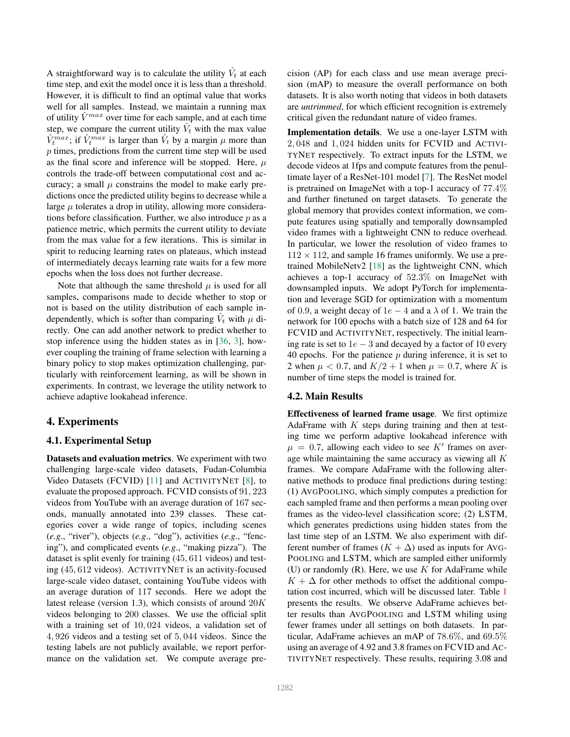A straightforward way is to calculate the utility $\hat{V}_t$ at each time step, and exit the model once it is less than a threshold. However, it is difficult to find an optimal value that works well for all samples. Instead, we maintain a running max of utility $\hat{V}^{max}$ over time for each sample, and at each time step, we compare the current utility $\hat{V}_t$ with the max value $\hat{V}_t^{max}$; if $\hat{V}_t^{max}$ is larger than $\hat{V}_t$ by a margin $\mu$ more than $p$ times, predictions from the current time step will be used as the final score and inference will be stopped. Here, $\mu$ controls the trade-off between computational cost and accuracy; a small $\mu$ constrains the model to make early predictions once the predicted utility begins to decrease while a large $\mu$ tolerates a drop in utility, allowing more considerations before classification. Further, we also introduce $p$ as a patience metric, which permits the current utility to deviate from the max value for a few iterations. This is similar in spirit to reducing learning rates on plateaus, which instead of intermediately decays learning rate waits for a few more epochs when the loss does not further decrease.

Note that although the same threshold $\mu$ is used for all samples, comparisons made to decide whether to stop or not is based on the utility distribution of each sample independently, which is softer than comparing $\hat{V}_t$ with $\mu$ directly. One can add another network to predict whether to stop inference using the hidden states as in [36, 3], however coupling the training of frame selection with learning a binary policy to stop makes optimization challenging, particularly with reinforcement learning, as will be shown in experiments. In contrast, we leverage the utility network to achieve adaptive lookahead inference.

## 4. Experiments

### 4.1. Experimental Setup

**Datasets and evaluation metrics**. We experiment with two challenging large-scale video datasets, Fudan-Columbia Video Datasets (FCVID) [11] and ACTIVITYNET [8], to evaluate the proposed approach. FCVID consists of $91,223$ videos from YouTube with an average duration of 167 seconds, manually annotated into 239 classes. These categories cover a wide range of topics, including scenes (*e.g*., "river"), objects (*e.g*., "dog"), activities (*e.g*., "fencing"), and complicated events (*e.g*., "making pizza"). The dataset is split evenly for training ($45,611$ videos) and testing ($45,612$ videos). ACTIVITYNET is an activity-focused large-scale video dataset, containing YouTube videos with an average duration of 117 seconds. Here we adopt the latest release (version 1.3), which consists of around $20K$ videos belonging to 200 classes. We use the official split with a training set of $10,024$ videos, a validation set of $4,926$ videos and a testing set of $5,044$ videos. Since the testing labels are not publicly available, we report performance on the validation set. We compute average precision (AP) for each class and use mean average precision (mAP) to measure the overall performance on both datasets. It is also worth noting that videos in both datasets are *untrimmed*, for which efficient recognition is extremely critical given the redundant nature of video frames.

**Implementation details**. We use a one-layer LSTM with $2,048$ and $1,024$ hidden units for FCVID and ACTIVITYNET respectively. To extract inputs for the LSTM, we decode videos at 1fps and compute features from the penultimate layer of a ResNet-101 model [7]. The ResNet model is pretrained on ImageNet with a top-1 accuracy of $77.4\%$ and further finetuned on target datasets. To generate the global memory that provides context information, we compute features using spatially and temporally downsampled video frames with a lightweight CNN to reduce overhead. In particular, we lower the resolution of video frames to $112 \times 112$, and sample 16 frames uniformly. We use a pretrained MobileNetv2 [18] as the lightweight CNN, which achieves a top-1 accuracy of $52.3\%$ on ImageNet with downsampled inputs. We adopt PyTorch for implementation and leverage SGD for optimization with a momentum of 0.9, a weight decay of $1e-4$ and a $\lambda$ of 1. We train the network for 100 epochs with a batch size of 128 and 64 for FCVID and ACTIVITYNET, respectively. The initial learning rate is set to $1e-3$ and decayed by a factor of 10 every 40 epochs. For the patience $p$ during inference, it is set to 2 when $\mu < 0.7$, and $K/2+1$ when $\mu = 0.7$, where $K$ is number of time steps the model is trained for.

### 4.2. Main Results

**Effectiveness of learned frame usage**. We first optimize AdaFrame with $K$ steps during training and then at testing time we perform adaptive lookahead inference with $\mu = 0.7$, allowing each video to see $K'$ frames on average while maintaining the same accuracy as viewing all $K$ frames. We compare AdaFrame with the following alternative methods to produce final predictions during testing: (1) AVGPOOLING, which simply computes a prediction for each sampled frame and then performs a mean pooling over frames as the video-level classification score; (2) LSTM, which generates predictions using hidden states from the last time step of an LSTM. We also experiment with different number of frames ($K + \Delta$) used as inputs for AVGPOOLING and LSTM, which are sampled either uniformly (U) or randomly (R). Here, we use $K$ for AdaFrame while $K + \Delta$ for other methods to offset the additional computation cost incurred, which will be discussed later. Table 1 presents the results. We observe AdaFrame achieves better results than AVGPOOLING and LSTM whiling using fewer frames under all settings on both datasets. In particular, AdaFrame achieves an mAP of $78.6\%$, and $69.5\%$ using an average of 4.92 and 3.8 frames on FCVID and ACTIVITYNET respectively. These results, requiring 3.08 and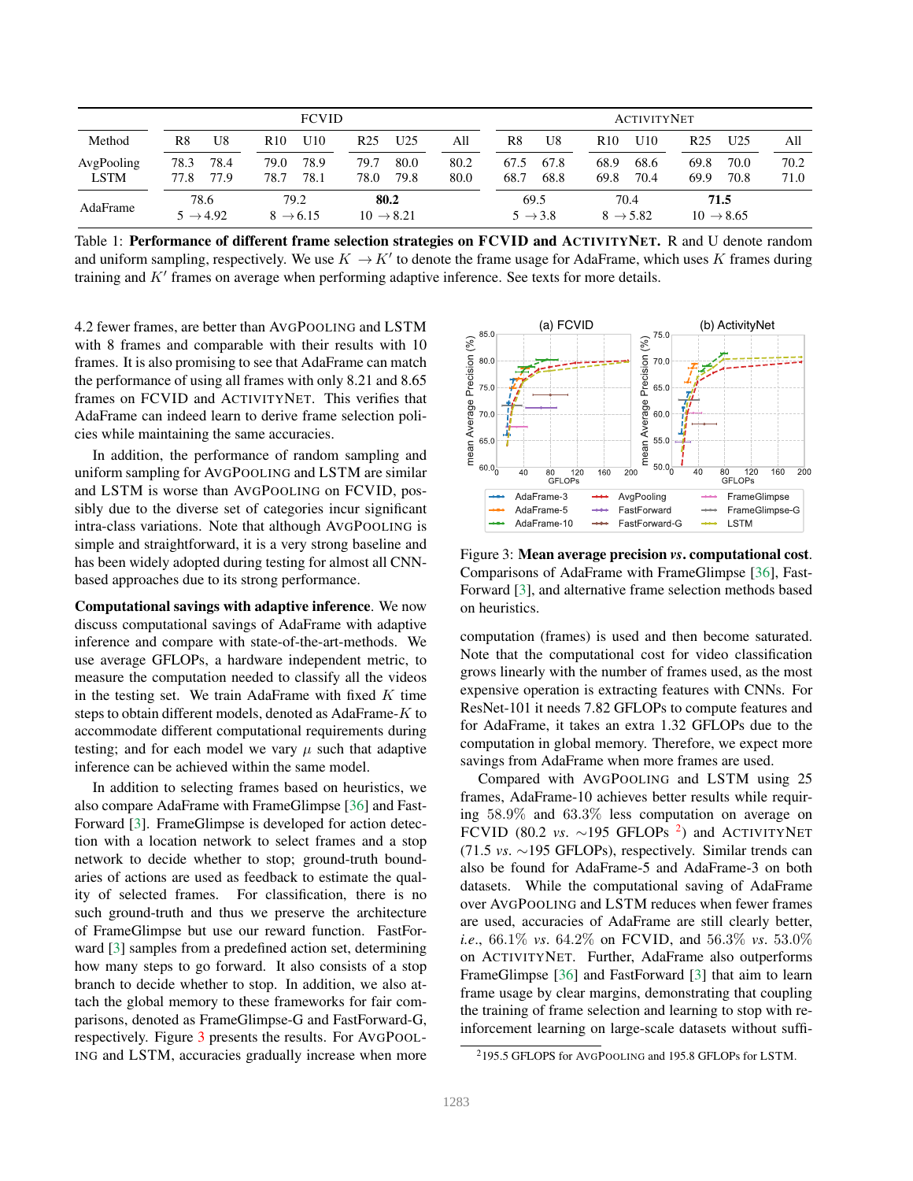| Method | FCVID | | | | | | | ActivityNet | | | | | | |
|---|---|---|---|---|---|---|---|---|---|---|---|---|---|---|
| | R8 | U8 | R10 | U10 | R25 | U25 | All | R8 | U8 | R10 | U10 | R25 | U25 | All |
| AvgPooling | 78.3 | 78.4 | 79.0 | 78.9 | 79.7 | 80.0 | 80.2 | 67.5 | 67.8 | 68.9 | 68.6 | 69.8 | 70.0 | 70.2 |
| LSTM | 77.8 | 77.9 | 78.7 | 78.1 | 78.0 | 79.8 | 80.0 | 68.7 | 68.8 | 69.8 | 70.4 | 69.9 | 70.8 | 71.0 |
| AdaFrame | 78.6<br>$5 \rightarrow 4.92$ | | 79.2<br>$8 \rightarrow 6.15$ | | **80.2**<br>$10 \rightarrow 8.21$ | | | 69.5<br>$5 \rightarrow 3.8$ | | 70.4<br>$8 \rightarrow 5.82$ | | **71.5**<br>$10 \rightarrow 8.65$ | | |

Table 1: **Performance of different frame selection strategies on FCVID and ActivityNet.** R and U denote random and uniform sampling, respectively. We use $K \rightarrow K'$ to denote the frame usage for AdaFrame, which uses $K$ frames during training and $K'$ frames on average when performing adaptive inference. See texts for more details.

4.2 fewer frames, are better than AvgPooling and LSTM with 8 frames and comparable with their results with 10 frames. It is also promising to see that AdaFrame can match the performance of using all frames with only 8.21 and 8.65 frames on FCVID and ActivityNet. This verifies that AdaFrame can indeed learn to derive frame selection policies while maintaining the same accuracies.

In addition, the performance of random sampling and uniform sampling for AvgPooling and LSTM are similar and LSTM is worse than AvgPooling on FCVID, possibly due to the diverse set of categories incur significant intra-class variations. Note that although AvgPooling is simple and straightforward, it is a very strong baseline and has been widely adopted during testing for almost all CNN-based approaches due to its strong performance.

**Computational savings with adaptive inference**. We now discuss computational savings of AdaFrame with adaptive inference and compare with state-of-the-art-methods. We use average GFLOPs, a hardware independent metric, to measure the computation needed to classify all the videos in the testing set. We train AdaFrame with fixed $K$ time steps to obtain different models, denoted as AdaFrame-$K$ to accommodate different computational requirements during testing; and for each model we vary $\mu$ such that adaptive inference can be achieved within the same model.

In addition to selecting frames based on heuristics, we also compare AdaFrame with FrameGlimpse [36] and FastForward [3]. FrameGlimpse is developed for action detection with a location network to select frames and a stop network to decide whether to stop; ground-truth boundaries of actions are used as feedback to estimate the quality of selected frames. For classification, there is no such ground-truth and thus we preserve the architecture of FrameGlimpse but use our reward function. FastForward [3] samples from a predefined action set, determining how many steps to go forward. It also consists of a stop branch to decide whether to stop. In addition, we also attach the global memory to these frameworks for fair comparisons, denoted as FrameGlimpse-G and FastForward-G, respectively. Figure 3 presents the results. For AvgPooling and LSTM, accuracies gradually increase when more computation (frames) is used and then become saturated. Note that the computational cost for video classification grows linearly with the number of frames used, as the most expensive operation is extracting features with CNNs. For ResNet-101 it needs 7.82 GFLOPs to compute features and for AdaFrame, it takes an extra 1.32 GFLOPs due to the computation in global memory. Therefore, we expect more savings from AdaFrame when more frames are used.

Figure 3: **Mean average precision *vs*. computational cost**. Comparisons of AdaFrame with FrameGlimpse [36], FastForward [3], and alternative frame selection methods based on heuristics.

Compared with AvgPooling and LSTM using 25 frames, AdaFrame-10 achieves better results while requiring 58.9% and 63.3% less computation on average on FCVID (80.2 *vs*. ∼195 GFLOPs [2]) and ActivityNet (71.5 *vs*. ∼195 GFLOPs), respectively. Similar trends can also be found for AdaFrame-5 and AdaFrame-3 on both datasets. While the computational saving of AdaFrame over AvgPooling and LSTM reduces when fewer frames are used, accuracies of AdaFrame are still clearly better, *i.e.*, 66.1% *vs*. 64.2% on FCVID, and 56.3% *vs*. 53.0% on ActivityNet. Further, AdaFrame also outperforms FrameGlimpse [36] and FastForward [3] that aim to learn frame usage by clear margins, demonstrating that coupling the training of frame selection and learning to stop with reinforcement learning on large-scale datasets without suffi-

[2] 195.5 GFLOPS for AvgPooling and 195.8 GFLOPs for LSTM.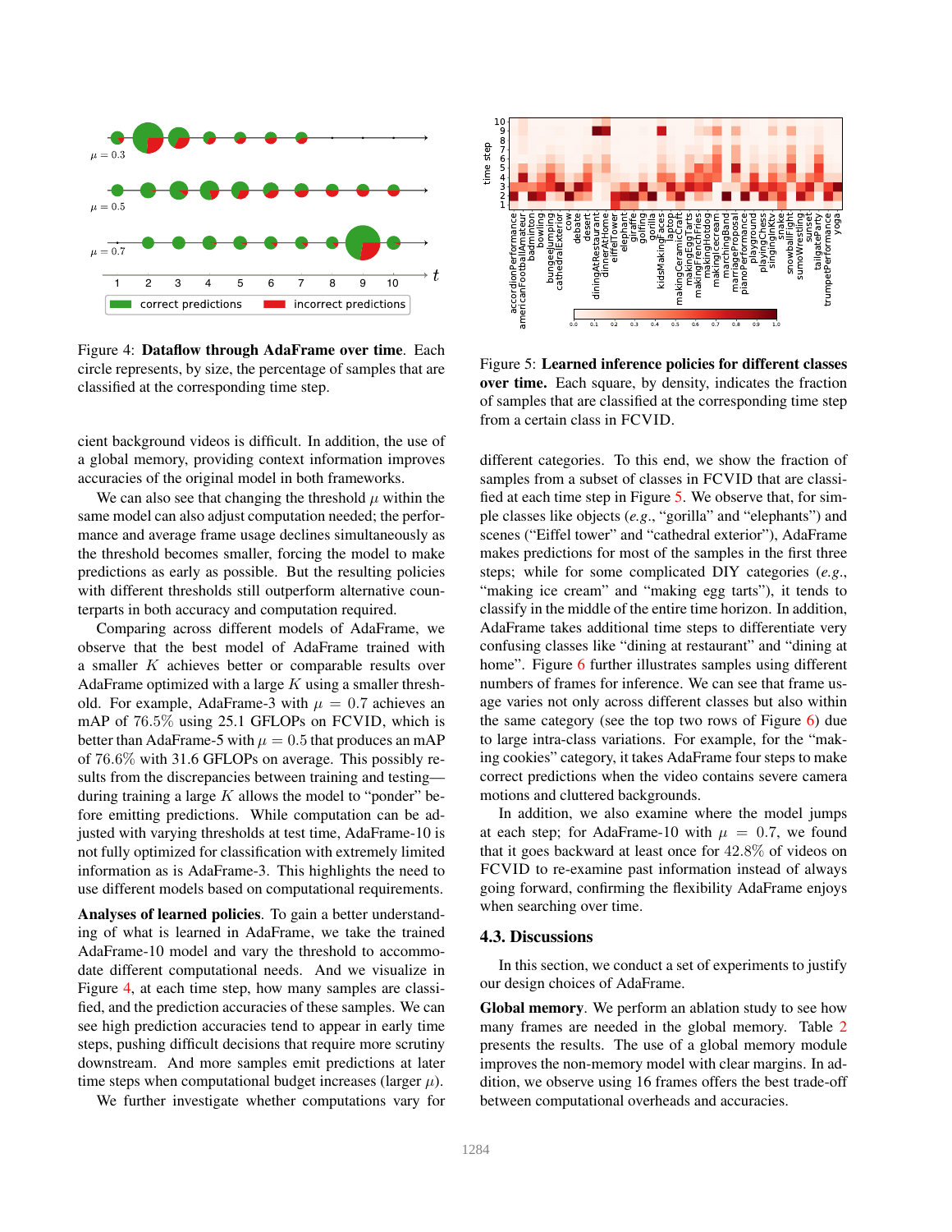Figure 4: **Dataflow through AdaFrame over time**. Each circle represents, by size, the percentage of samples that are classified at the corresponding time step.

Figure 5: **Learned inference policies for different classes over time.** Each square, by density, indicates the fraction of samples that are classified at the corresponding time step from a certain class in FCVID.

cient background videos is difficult. In addition, the use of a global memory, providing context information improves accuracies of the original model in both frameworks.

We can also see that changing the threshold $\mu$ within the same model can also adjust computation needed; the performance and average frame usage declines simultaneously as the threshold becomes smaller, forcing the model to make predictions as early as possible. But the resulting policies with different thresholds still outperform alternative counterparts in both accuracy and computation required.

Comparing across different models of AdaFrame, we observe that the best model of AdaFrame trained with a smaller $K$ achieves better or comparable results over AdaFrame optimized with a large $K$ using a smaller threshold. For example, AdaFrame-3 with $\mu = 0.7$ achieves an mAP of $76.5\%$ using 25.1 GFLOPs on FCVID, which is better than AdaFrame-5 with $\mu = 0.5$ that produces an mAP of $76.6\%$ with 31.6 GFLOPs on average. This possibly results from the discrepancies between training and testing—during training a large $K$ allows the model to "ponder" before emitting predictions. While computation can be adjusted with varying thresholds at test time, AdaFrame-10 is not fully optimized for classification with extremely limited information as is AdaFrame-3. This highlights the need to use different models based on computational requirements.

**Analyses of learned policies**. To gain a better understanding of what is learned in AdaFrame, we take the trained AdaFrame-10 model and vary the threshold to accommodate different computational needs. And we visualize in Figure 4, at each time step, how many samples are classified, and the prediction accuracies of these samples. We can see high prediction accuracies tend to appear in early time steps, pushing difficult decisions that require more scrutiny downstream. And more samples emit predictions at later time steps when computational budget increases (larger $\mu$).

We further investigate whether computations vary for different categories. To this end, we show the fraction of samples from a subset of classes in FCVID that are classified at each time step in Figure 5. We observe that, for simple classes like objects (*e.g.*, "gorilla" and "elephants") and scenes ("Eiffel tower" and "cathedral exterior"), AdaFrame makes predictions for most of the samples in the first three steps; while for some complicated DIY categories (*e.g.*, "making ice cream" and "making egg tarts"), it tends to classify in the middle of the entire time horizon. In addition, AdaFrame takes additional time steps to differentiate very confusing classes like "dining at restaurant" and "dining at home". Figure 6 further illustrates samples using different numbers of frames for inference. We can see that frame usage varies not only across different classes but also within the same category (see the top two rows of Figure 6) due to large intra-class variations. For example, for the "making cookies" category, it takes AdaFrame four steps to make correct predictions when the video contains severe camera motions and cluttered backgrounds.

In addition, we also examine where the model jumps at each step; for AdaFrame-10 with $\mu = 0.7$, we found that it goes backward at least once for $42.8\%$ of videos on FCVID to re-examine past information instead of always going forward, confirming the flexibility AdaFrame enjoys when searching over time.

### 4.3. Discussions

In this section, we conduct a set of experiments to justify our design choices of AdaFrame.

**Global memory**. We perform an ablation study to see how many frames are needed in the global memory. Table 2 presents the results. The use of a global memory module improves the non-memory model with clear margins. In addition, we observe using 16 frames offers the best trade-off between computational overheads and accuracies.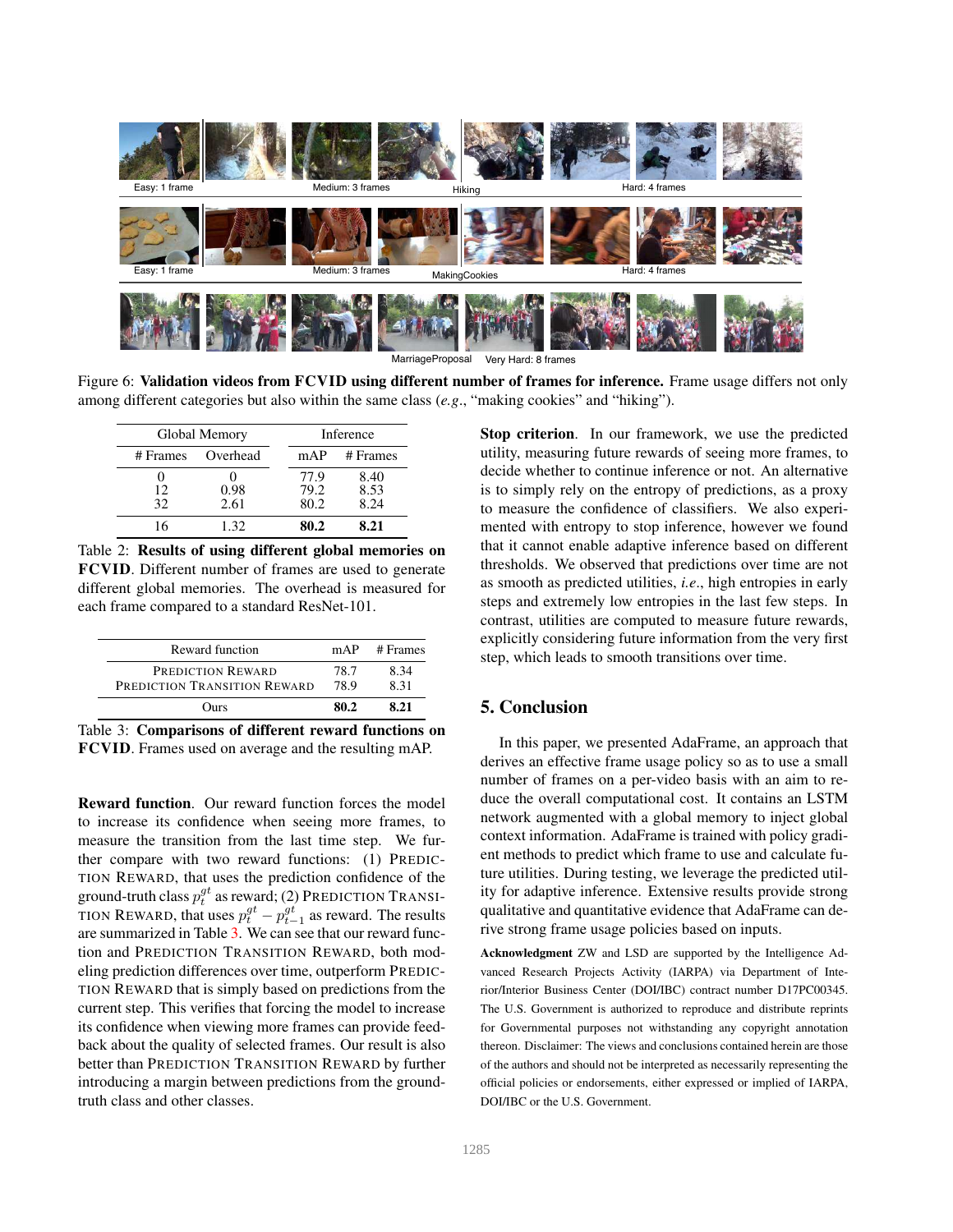Easy: 1 frame | Medium: 3 frames | Hiking | Hard: 4 frames

Easy: 1 frame | Medium: 3 frames | MakingCookies | Hard: 4 frames

MarriageProposal | Very Hard: 8 frames

Figure 6: **Validation videos from FCVID using different number of frames for inference.** Frame usage differs not only among different categories but also within the same class (*e.g.*, "making cookies" and "hiking").

| Global Memory | | Inference | |
|---|---|---|---|
| # Frames | Overhead | mAP | # Frames |
| 0 | 0 | 77.9 | 8.40 |
| 12 | 0.98 | 79.2 | 8.53 |
| 32 | 2.61 | 80.2 | 8.24 |
| 16 | 1.32 | **80.2** | **8.21** |

Table 2: **Results of using different global memories on FCVID**. Different number of frames are used to generate different global memories. The overhead is measured for each frame compared to a standard ResNet-101.

| Reward function | mAP | # Frames |
|---|---|---|
| PREDICTION REWARD | 78.7 | 8.34 |
| PREDICTION TRANSITION REWARD | 78.9 | 8.31 |
| Ours | **80.2** | **8.21** |

Table 3: **Comparisons of different reward functions on FCVID**. Frames used on average and the resulting mAP.

**Reward function**. Our reward function forces the model to increase its confidence when seeing more frames, to measure the transition from the last time step. We further compare with two reward functions: (1) PREDICTION REWARD, that uses the prediction confidence of the ground-truth class $p_t^{gt}$ as reward; (2) PREDICTION TRANSITION REWARD, that uses $p_t^{gt} - p_{t-1}^{gt}$ as reward. The results are summarized in Table 3. We can see that our reward function and PREDICTION TRANSITION REWARD, both modeling prediction differences over time, outperform PREDICTION REWARD that is simply based on predictions from the current step. This verifies that forcing the model to increase its confidence when viewing more frames can provide feedback about the quality of selected frames. Our result is also better than PREDICTION TRANSITION REWARD by further introducing a margin between predictions from the ground-truth class and other classes.

**Stop criterion**. In our framework, we use the predicted utility, measuring future rewards of seeing more frames, to decide whether to continue inference or not. An alternative is to simply rely on the entropy of predictions, as a proxy to measure the confidence of classifiers. We also experimented with entropy to stop inference, however we found that it cannot enable adaptive inference based on different thresholds. We observed that predictions over time are not as smooth as predicted utilities, *i.e*., high entropies in early steps and extremely low entropies in the last few steps. In contrast, utilities are computed to measure future rewards, explicitly considering future information from the very first step, which leads to smooth transitions over time.

## 5. Conclusion

In this paper, we presented AdaFrame, an approach that derives an effective frame usage policy so as to use a small number of frames on a per-video basis with an aim to reduce the overall computational cost. It contains an LSTM network augmented with a global memory to inject global context information. AdaFrame is trained with policy gradient methods to predict which frame to use and calculate future utilities. During testing, we leverage the predicted utility for adaptive inference. Extensive results provide strong qualitative and quantitative evidence that AdaFrame can derive strong frame usage policies based on inputs.

**Acknowledgment** ZW and LSD are supported by the Intelligence Advanced Research Projects Activity (IARPA) via Department of Interior/Interior Business Center (DOI/IBC) contract number D17PC00345. The U.S. Government is authorized to reproduce and distribute reprints for Governmental purposes not withstanding any copyright annotation thereon. Disclaimer: The views and conclusions contained herein are those of the authors and should not be interpreted as necessarily representing the official policies or endorsements, either expressed or implied of IARPA, DOI/IBC or the U.S. Government.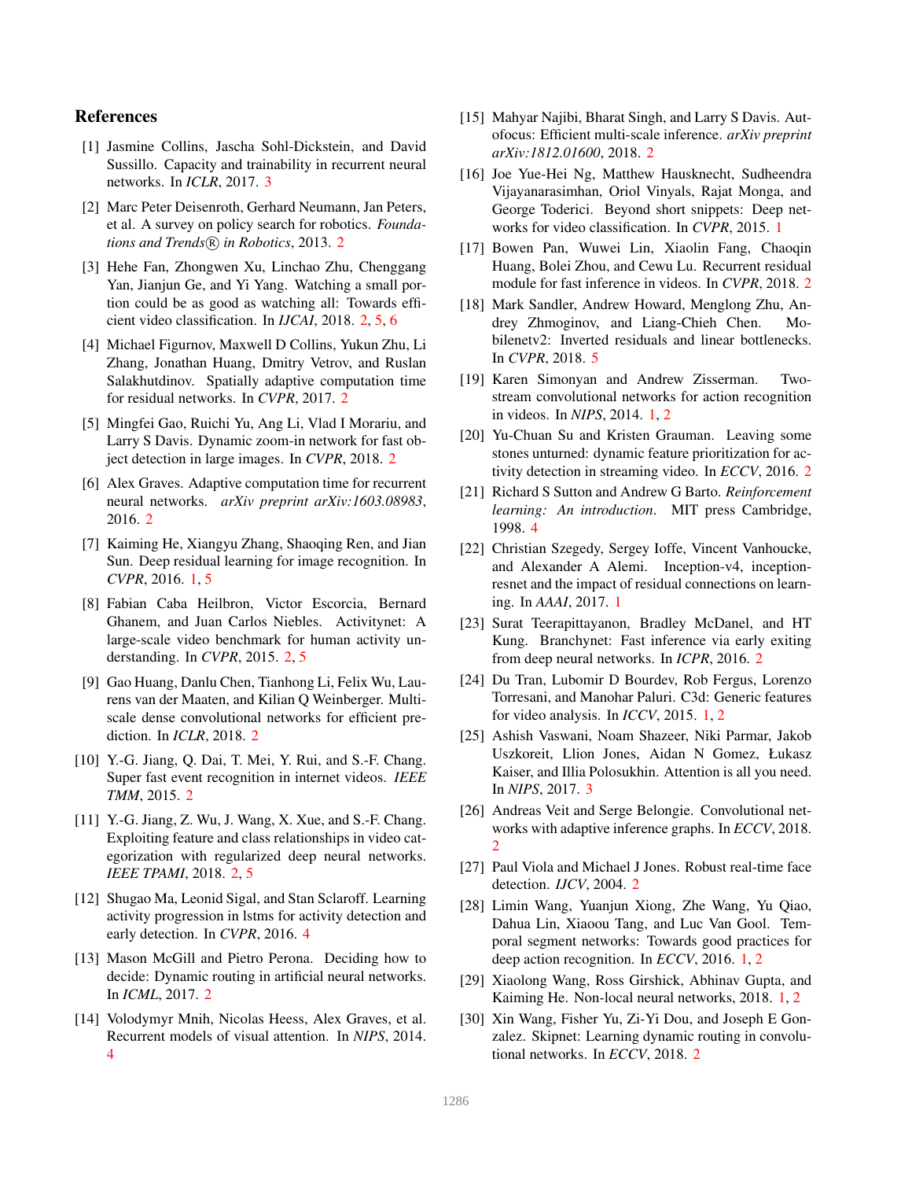## References

[1] Jasmine Collins, Jascha Sohl-Dickstein, and David Sussillo. Capacity and trainability in recurrent neural networks. In *ICLR*, 2017. 3

[2] Marc Peter Deisenroth, Gerhard Neumann, Jan Peters, et al. A survey on policy search for robotics. *Foundations and Trends® in Robotics*, 2013. 2

[3] Hehe Fan, Zhongwen Xu, Linchao Zhu, Chenggang Yan, Jianjun Ge, and Yi Yang. Watching a small portion could be as good as watching all: Towards efficient video classification. In *IJCAI*, 2018. 2, 5, 6

[4] Michael Figurnov, Maxwell D Collins, Yukun Zhu, Li Zhang, Jonathan Huang, Dmitry Vetrov, and Ruslan Salakhutdinov. Spatially adaptive computation time for residual networks. In *CVPR*, 2017. 2

[5] Mingfei Gao, Ruichi Yu, Ang Li, Vlad I Morariu, and Larry S Davis. Dynamic zoom-in network for fast object detection in large images. In *CVPR*, 2018. 2

[6] Alex Graves. Adaptive computation time for recurrent neural networks. *arXiv preprint arXiv:1603.08983*, 2016. 2

[7] Kaiming He, Xiangyu Zhang, Shaoqing Ren, and Jian Sun. Deep residual learning for image recognition. In *CVPR*, 2016. 1, 5

[8] Fabian Caba Heilbron, Victor Escorcia, Bernard Ghanem, and Juan Carlos Niebles. Activitynet: A large-scale video benchmark for human activity understanding. In *CVPR*, 2015. 2, 5

[9] Gao Huang, Danlu Chen, Tianhong Li, Felix Wu, Laurens van der Maaten, and Kilian Q Weinberger. Multi-scale dense convolutional networks for efficient prediction. In *ICLR*, 2018. 2

[10] Y.-G. Jiang, Q. Dai, T. Mei, Y. Rui, and S.-F. Chang. Super fast event recognition in internet videos. *IEEE TMM*, 2015. 2

[11] Y.-G. Jiang, Z. Wu, J. Wang, X. Xue, and S.-F. Chang. Exploiting feature and class relationships in video categorization with regularized deep neural networks. *IEEE TPAMI*, 2018. 2, 5

[12] Shugao Ma, Leonid Sigal, and Stan Sclaroff. Learning activity progression in lstms for activity detection and early detection. In *CVPR*, 2016. 4

[13] Mason McGill and Pietro Perona. Deciding how to decide: Dynamic routing in artificial neural networks. In *ICML*, 2017. 2

[14] Volodymyr Mnih, Nicolas Heess, Alex Graves, et al. Recurrent models of visual attention. In *NIPS*, 2014. 4

[15] Mahyar Najibi, Bharat Singh, and Larry S Davis. Autofocus: Efficient multi-scale inference. *arXiv preprint arXiv:1812.01600*, 2018. 2

[16] Joe Yue-Hei Ng, Matthew Hausknecht, Sudheendra Vijayanarasimhan, Oriol Vinyals, Rajat Monga, and George Toderici. Beyond short snippets: Deep networks for video classification. In *CVPR*, 2015. 1

[17] Bowen Pan, Wuwei Lin, Xiaolin Fang, Chaoqin Huang, Bolei Zhou, and Cewu Lu. Recurrent residual module for fast inference in videos. In *CVPR*, 2018. 2

[18] Mark Sandler, Andrew Howard, Menglong Zhu, Andrey Zhmoginov, and Liang-Chieh Chen. Mobilenetv2: Inverted residuals and linear bottlenecks. In *CVPR*, 2018. 5

[19] Karen Simonyan and Andrew Zisserman. Two-stream convolutional networks for action recognition in videos. In *NIPS*, 2014. 1, 2

[20] Yu-Chuan Su and Kristen Grauman. Leaving some stones unturned: dynamic feature prioritization for activity detection in streaming video. In *ECCV*, 2016. 2

[21] Richard S Sutton and Andrew G Barto. *Reinforcement learning: An introduction*. MIT press Cambridge, 1998. 4

[22] Christian Szegedy, Sergey Ioffe, Vincent Vanhoucke, and Alexander A Alemi. Inception-v4, inception-resnet and the impact of residual connections on learning. In *AAAI*, 2017. 1

[23] Surat Teerapittayanon, Bradley McDanel, and HT Kung. Branchynet: Fast inference via early exiting from deep neural networks. In *ICPR*, 2016. 2

[24] Du Tran, Lubomir D Bourdev, Rob Fergus, Lorenzo Torresani, and Manohar Paluri. C3d: Generic features for video analysis. In *ICCV*, 2015. 1, 2

[25] Ashish Vaswani, Noam Shazeer, Niki Parmar, Jakob Uszkoreit, Llion Jones, Aidan N Gomez, Łukasz Kaiser, and Illia Polosukhin. Attention is all you need. In *NIPS*, 2017. 3

[26] Andreas Veit and Serge Belongie. Convolutional networks with adaptive inference graphs. In *ECCV*, 2018. 2

[27] Paul Viola and Michael J Jones. Robust real-time face detection. *IJCV*, 2004. 2

[28] Limin Wang, Yuanjun Xiong, Zhe Wang, Yu Qiao, Dahua Lin, Xiaoou Tang, and Luc Van Gool. Temporal segment networks: Towards good practices for deep action recognition. In *ECCV*, 2016. 1, 2

[29] Xiaolong Wang, Ross Girshick, Abhinav Gupta, and Kaiming He. Non-local neural networks, 2018. 1, 2

[30] Xin Wang, Fisher Yu, Zi-Yi Dou, and Joseph E Gonzalez. Skipnet: Learning dynamic routing in convolutional networks. In *ECCV*, 2018. 2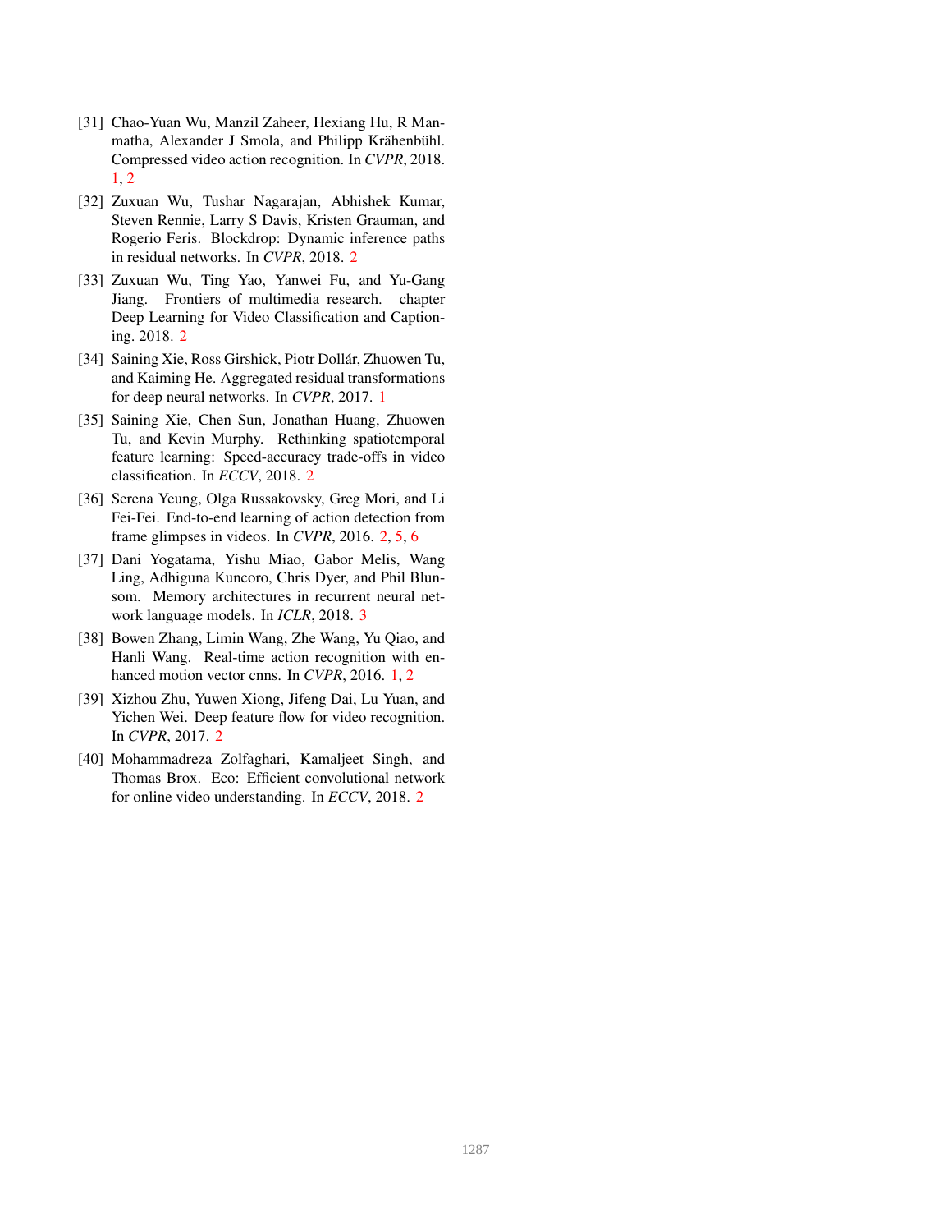[31] Chao-Yuan Wu, Manzil Zaheer, Hexiang Hu, R Manmatha, Alexander J Smola, and Philipp Krähenbühl. Compressed video action recognition. In *CVPR*, 2018. 1, 2

[32] Zuxuan Wu, Tushar Nagarajan, Abhishek Kumar, Steven Rennie, Larry S Davis, Kristen Grauman, and Rogerio Feris. Blockdrop: Dynamic inference paths in residual networks. In *CVPR*, 2018. 2

[33] Zuxuan Wu, Ting Yao, Yanwei Fu, and Yu-Gang Jiang. Frontiers of multimedia research. chapter Deep Learning for Video Classification and Captioning. 2018. 2

[34] Saining Xie, Ross Girshick, Piotr Dollár, Zhuowen Tu, and Kaiming He. Aggregated residual transformations for deep neural networks. In *CVPR*, 2017. 1

[35] Saining Xie, Chen Sun, Jonathan Huang, Zhuowen Tu, and Kevin Murphy. Rethinking spatiotemporal feature learning: Speed-accuracy trade-offs in video classification. In *ECCV*, 2018. 2

[36] Serena Yeung, Olga Russakovsky, Greg Mori, and Li Fei-Fei. End-to-end learning of action detection from frame glimpses in videos. In *CVPR*, 2016. 2, 5, 6

[37] Dani Yogatama, Yishu Miao, Gabor Melis, Wang Ling, Adhiguna Kuncoro, Chris Dyer, and Phil Blunsom. Memory architectures in recurrent neural network language models. In *ICLR*, 2018. 3

[38] Bowen Zhang, Limin Wang, Zhe Wang, Yu Qiao, and Hanli Wang. Real-time action recognition with enhanced motion vector cnns. In *CVPR*, 2016. 1, 2

[39] Xizhou Zhu, Yuwen Xiong, Jifeng Dai, Lu Yuan, and Yichen Wei. Deep feature flow for video recognition. In *CVPR*, 2017. 2

[40] Mohammadreza Zolfaghari, Kamaljeet Singh, and Thomas Brox. Eco: Efficient convolutional network for online video understanding. In *ECCV*, 2018. 2